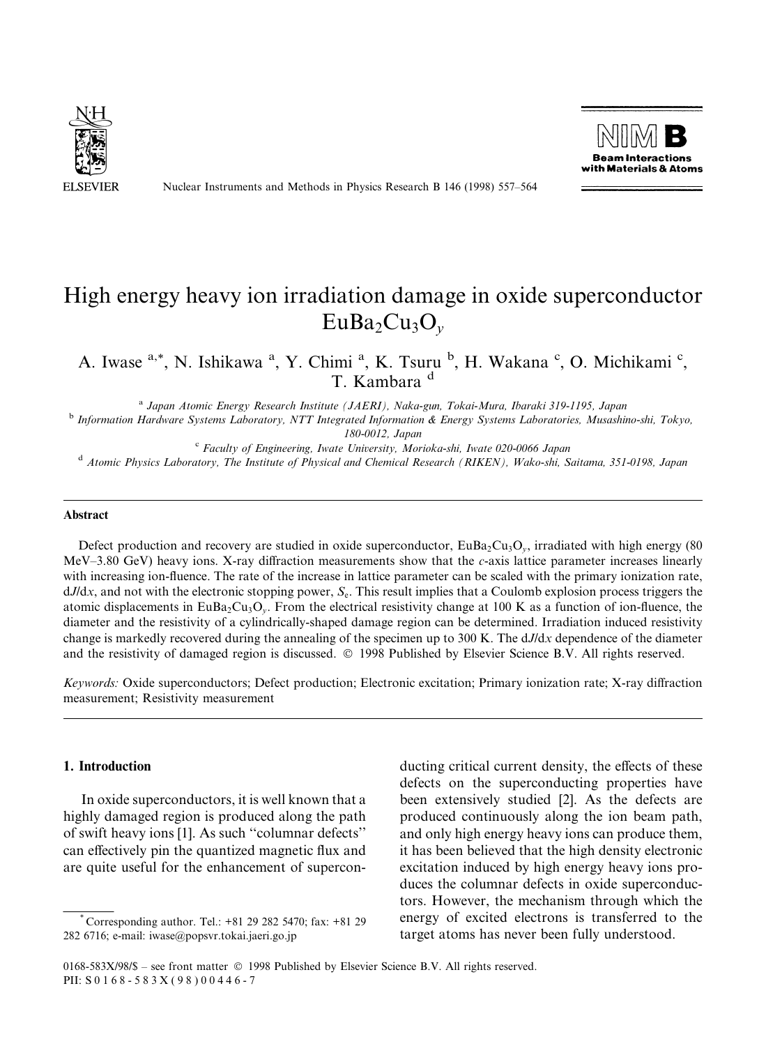# High energy heavy ion irradiation damage in oxide superconductor $EuBa_2Cu_3O_y$

A. Iwase [a,*], N. Ishikawa [a], Y. Chimi [a], K. Tsuru [b], H. Wakana [c], O. Michikami [c], T. Kambara [d]

[a] *Japan Atomic Energy Research Institute (JAERI), Naka-gun, Tokai-Mura, Ibaraki 319-1195, Japan*

[b] *Information Hardware Systems Laboratory, NTT Integrated Information & Energy Systems Laboratories, Musashino-shi, Tokyo, 180-0012, Japan*

[c] *Faculty of Engineering, Iwate University, Morioka-shi, Iwate 020-0066 Japan*

[d] *Atomic Physics Laboratory, The Institute of Physical and Chemical Research (RIKEN), Wako-shi, Saitama, 351-0198, Japan*

#### Abstract

Defect production and recovery are studied in oxide superconductor, $EuBa_2Cu_3O_y$, irradiated with high energy (80 MeV–3.80 GeV) heavy ions. X-ray diffraction measurements show that the *c*-axis lattice parameter increases linearly with increasing ion-fluence. The rate of the increase in lattice parameter can be scaled with the primary ionization rate, $dJ/dx$, and not with the electronic stopping power, $S_e$. This result implies that a Coulomb explosion process triggers the atomic displacements in $EuBa_2Cu_3O_y$. From the electrical resistivity change at 100 K as a function of ion-fluence, the diameter and the resistivity of a cylindrically-shaped damage region can be determined. Irradiation induced resistivity change is markedly recovered during the annealing of the specimen up to 300 K. The $dJ/dx$ dependence of the diameter and the resistivity of damaged region is discussed. © 1998 Published by Elsevier Science B.V. All rights reserved.

*Keywords:* Oxide superconductors; Defect production; Electronic excitation; Primary ionization rate; X-ray diffraction measurement; Resistivity measurement

## 1. Introduction

In oxide superconductors, it is well known that a highly damaged region is produced along the path of swift heavy ions [1]. As such "columnar defects" can effectively pin the quantized magnetic flux and are quite useful for the enhancement of superconducting critical current density, the effects of these defects on the superconducting properties have been extensively studied [2]. As the defects are produced continuously along the ion beam path, and only high energy heavy ions can produce them, it has been believed that the high density electronic excitation induced by high energy heavy ions produces the columnar defects in oxide superconductors. However, the mechanism through which the energy of excited electrons is transferred to the target atoms has never been fully understood.

---

* Corresponding author. Tel.: +81 29 282 5470; fax: +81 29 282 6716; e-mail: iwase@popsvr.tokai.jaeri.go.jp

0168-583X/98/$ – see front matter © 1998 Published by Elsevier Science B.V. All rights reserved.
PII: S0168-583X(98)00446-7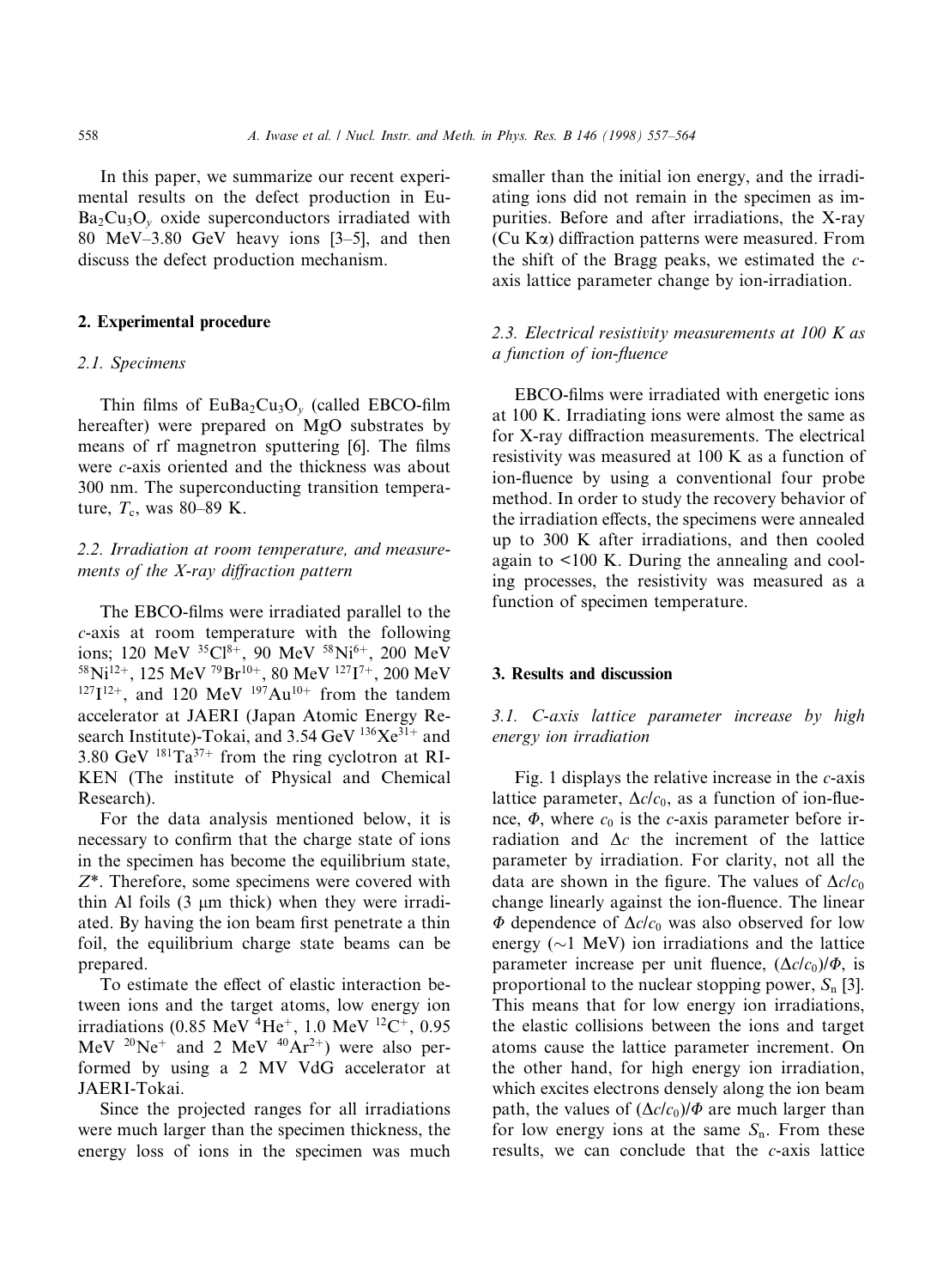In this paper, we summarize our recent experimental results on the defect production in $EuBa_2Cu_3O_y$ oxide superconductors irradiated with 80 MeV–3.80 GeV heavy ions [3–5], and then discuss the defect production mechanism.

## 2. Experimental procedure

### 2.1. Specimens

Thin films of $EuBa_2Cu_3O_y$ (called EBCO-film hereafter) were prepared on MgO substrates by means of rf magnetron sputtering [6]. The films were *c*-axis oriented and the thickness was about 300 nm. The superconducting transition temperature, $T_c$, was 80–89 K.

### 2.2. Irradiation at room temperature, and measurements of the X-ray diffraction pattern

The EBCO-films were irradiated parallel to the *c*-axis at room temperature with the following ions; 120 MeV $^{35}Cl^{8+}$, 90 MeV $^{58}Ni^{6+}$, 200 MeV $^{58}Ni^{12+}$, 125 MeV $^{79}Br^{10+}$, 80 MeV $^{127}I^{7+}$, 200 MeV $^{127}I^{12+}$, and 120 MeV $^{197}Au^{10+}$ from the tandem accelerator at JAERI (Japan Atomic Energy Research Institute)-Tokai, and 3.54 GeV $^{136}Xe^{31+}$ and 3.80 GeV $^{181}Ta^{37+}$ from the ring cyclotron at RIKEN (The institute of Physical and Chemical Research).

For the data analysis mentioned below, it is necessary to confirm that the charge state of ions in the specimen has become the equilibrium state, $Z^*$. Therefore, some specimens were covered with thin Al foils (3 μm thick) when they were irradiated. By having the ion beam first penetrate a thin foil, the equilibrium charge state beams can be prepared.

To estimate the effect of elastic interaction between ions and the target atoms, low energy ion irradiations (0.85 MeV $^{4}He^{+}$, 1.0 MeV $^{12}C^{+}$, 0.95 MeV $^{20}Ne^{+}$ and 2 MeV $^{40}Ar^{2+}$) were also performed by using a 2 MV VdG accelerator at JAERI-Tokai.

Since the projected ranges for all irradiations were much larger than the specimen thickness, the energy loss of ions in the specimen was much smaller than the initial ion energy, and the irradiating ions did not remain in the specimen as impurities. Before and after irradiations, the X-ray (Cu Kα) diffraction patterns were measured. From the shift of the Bragg peaks, we estimated the *c*-axis lattice parameter change by ion-irradiation.

### 2.3. Electrical resistivity measurements at 100 K as a function of ion-fluence

EBCO-films were irradiated with energetic ions at 100 K. Irradiating ions were almost the same as for X-ray diffraction measurements. The electrical resistivity was measured at 100 K as a function of ion-fluence by using a conventional four probe method. In order to study the recovery behavior of the irradiation effects, the specimens were annealed up to 300 K after irradiations, and then cooled again to <100 K. During the annealing and cooling processes, the resistivity was measured as a function of specimen temperature.

## 3. Results and discussion

### 3.1. C-axis lattice parameter increase by high energy ion irradiation

Fig. 1 displays the relative increase in the *c*-axis lattice parameter, $\Delta c/c_0$, as a function of ion-fluence, $\Phi$, where $c_0$ is the *c*-axis parameter before irradiation and $\Delta c$ the increment of the lattice parameter by irradiation. For clarity, not all the data are shown in the figure. The values of $\Delta c/c_0$ change linearly against the ion-fluence. The linear $\Phi$ dependence of $\Delta c/c_0$ was also observed for low energy (~1 MeV) ion irradiations and the lattice parameter increase per unit fluence, $(\Delta c/c_0)/\Phi$, is proportional to the nuclear stopping power, $S_n$ [3]. This means that for low energy ion irradiations, the elastic collisions between the ions and target atoms cause the lattice parameter increment. On the other hand, for high energy ion irradiation, which excites electrons densely along the ion beam path, the values of $(\Delta c/c_0)/\Phi$ are much larger than for low energy ions at the same $S_n$. From these results, we can conclude that the *c*-axis lattice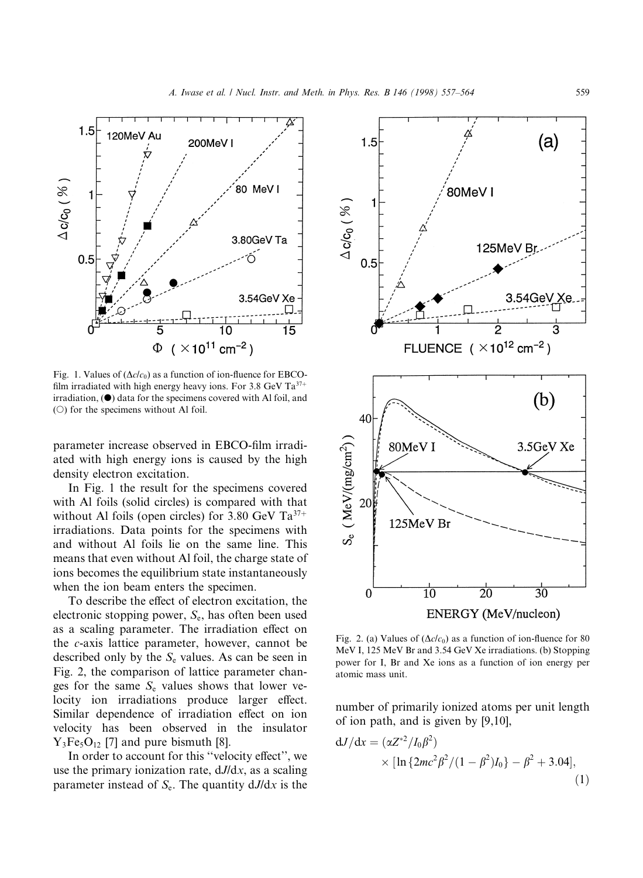Fig. 1. Values of $(\Delta c/c_0)$ as a function of ion-fluence for EBCO-film irradiated with high energy heavy ions. For 3.8 GeV $Ta^{37+}$ irradiation, (●) data for the specimens covered with Al foil, and (○) for the specimens without Al foil.

parameter increase observed in EBCO-film irradiated with high energy ions is caused by the high density electron excitation.

In Fig. 1 the result for the specimens covered with Al foils (solid circles) is compared with that without Al foils (open circles) for 3.80 GeV $Ta^{37+}$ irradiations. Data points for the specimens with and without Al foils lie on the same line. This means that even without Al foil, the charge state of ions becomes the equilibrium state instantaneously when the ion beam enters the specimen.

To describe the effect of electron excitation, the electronic stopping power, $S_e$, has often been used as a scaling parameter. The irradiation effect on the $c$-axis lattice parameter, however, cannot be described only by the $S_e$ values. As can be seen in Fig. 2, the comparison of lattice parameter changes for the same $S_e$ values shows that lower velocity ion irradiations produce larger effect. Similar dependence of irradiation effect on ion velocity has been observed in the insulator $Y_3Fe_5O_{12}$ [7] and pure bismuth [8].

In order to account for this "velocity effect", we use the primary ionization rate, $dJ/dx$, as a scaling parameter instead of $S_e$. The quantity $dJ/dx$ is the number of primarily ionized atoms per unit length of ion path, and is given by [9,10],

Fig. 2. (a) Values of $(\Delta c/c_0)$ as a function of ion-fluence for 80 MeV I, 125 MeV Br and 3.54 GeV Xe irradiations. (b) Stopping power for I, Br and Xe ions as a function of ion energy per atomic mass unit.

$$dJ/dx = (\alpha Z^{*2}/I_0\beta^2) \times [\ln\{2mc^2\beta^2/(1-\beta^2)I_0\} - \beta^2 + 3.04], \tag{1}$$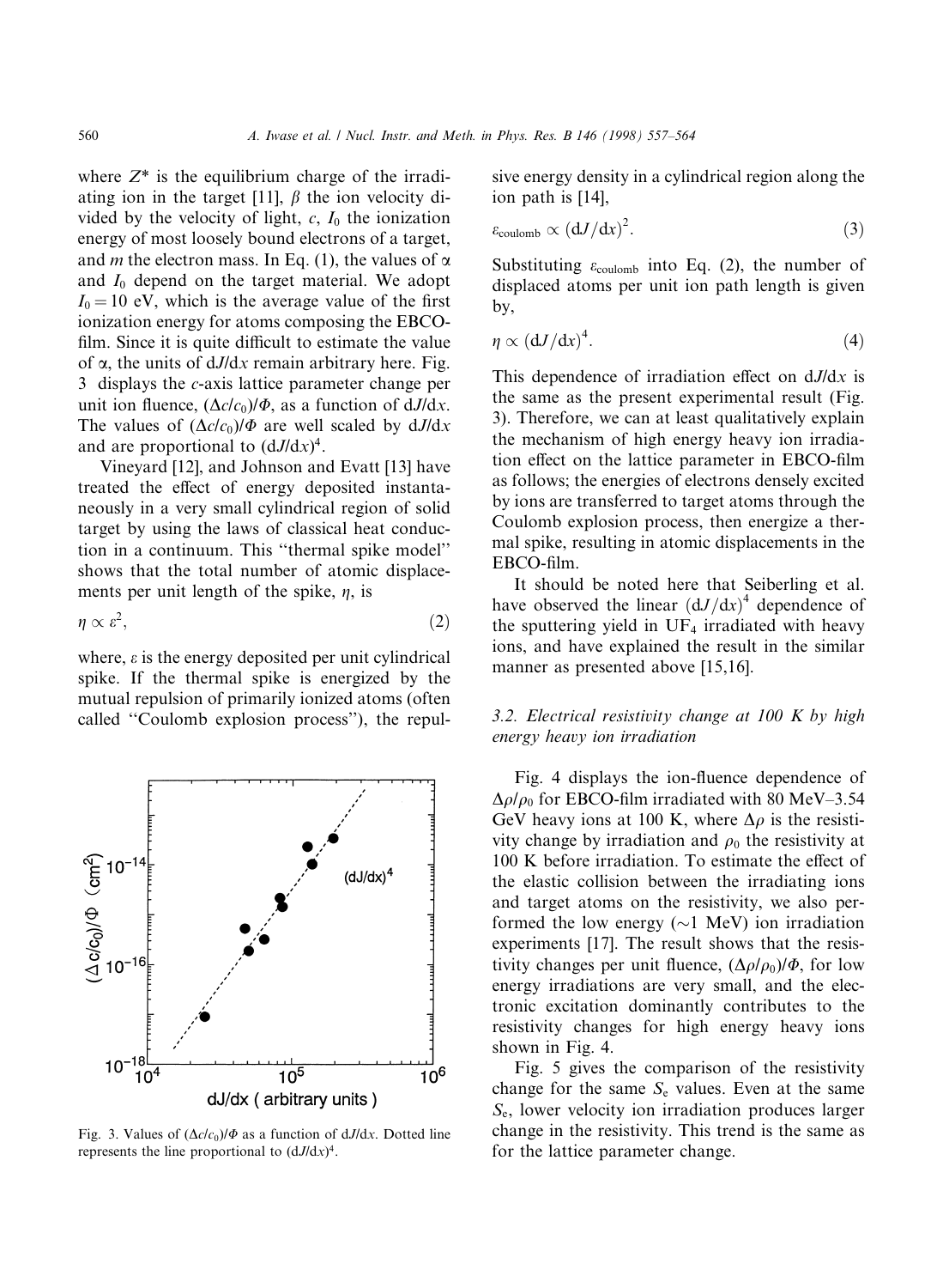where $Z^*$ is the equilibrium charge of the irradiating ion in the target [11], $\beta$ the ion velocity divided by the velocity of light, $c$, $I_0$ the ionization energy of most loosely bound electrons of a target, and $m$ the electron mass. In Eq. (1), the values of $\alpha$ and $I_0$ depend on the target material. We adopt $I_0 = 10$ eV, which is the average value of the first ionization energy for atoms composing the EBCO-film. Since it is quite difficult to estimate the value of $\alpha$, the units of $dJ/dx$ remain arbitrary here. Fig. 3 displays the $c$-axis lattice parameter change per unit ion fluence, $(\Delta c/c_0)/\Phi$, as a function of $dJ/dx$. The values of $(\Delta c/c_0)/\Phi$ are well scaled by $dJ/dx$ and are proportional to $(dJ/dx)^4$.

Vineyard [12], and Johnson and Evatt [13] have treated the effect of energy deposited instantaneously in a very small cylindrical region of solid target by using the laws of classical heat conduction in a continuum. This "thermal spike model" shows that the total number of atomic displacements per unit length of the spike, $\eta$, is

$$\eta \propto \varepsilon^2, \tag{2}$$

where, $\varepsilon$ is the energy deposited per unit cylindrical spike. If the thermal spike is energized by the mutual repulsion of primarily ionized atoms (often called "Coulomb explosion process"), the repulsive energy density in a cylindrical region along the ion path is [14],

$$\varepsilon_{\text{coulomb}} \propto (dJ/dx)^2. \tag{3}$$

Substituting $\varepsilon_{\text{coulomb}}$ into Eq. (2), the number of displaced atoms per unit ion path length is given by,

$$\eta \propto (dJ/dx)^4. \tag{4}$$

This dependence of irradiation effect on $dJ/dx$ is the same as the present experimental result (Fig. 3). Therefore, we can at least qualitatively explain the mechanism of high energy heavy ion irradiation effect on the lattice parameter in EBCO-film as follows; the energies of electrons densely excited by ions are transferred to target atoms through the Coulomb explosion process, then energize a thermal spike, resulting in atomic displacements in the EBCO-film.

It should be noted here that Seiberling et al. have observed the linear $(dJ/dx)^4$ dependence of the sputtering yield in $UF_4$ irradiated with heavy ions, and have explained the result in the similar manner as presented above [15,16].

Fig. 3. Values of $(\Delta c/c_0)/\Phi$ as a function of $dJ/dx$. Dotted line represents the line proportional to $(dJ/dx)^4$.

### 3.2. Electrical resistivity change at 100 K by high energy heavy ion irradiation

Fig. 4 displays the ion-fluence dependence of $\Delta\rho/\rho_0$ for EBCO-film irradiated with 80 MeV–3.54 GeV heavy ions at 100 K, where $\Delta\rho$ is the resistivity change by irradiation and $\rho_0$ the resistivity at 100 K before irradiation. To estimate the effect of the elastic collision between the irradiating ions and target atoms on the resistivity, we also performed the low energy (~1 MeV) ion irradiation experiments [17]. The result shows that the resistivity changes per unit fluence, $(\Delta\rho/\rho_0)/\Phi$, for low energy irradiations are very small, and the electronic excitation dominantly contributes to the resistivity changes for high energy heavy ions shown in Fig. 4.

Fig. 5 gives the comparison of the resistivity change for the same $S_e$ values. Even at the same $S_e$, lower velocity ion irradiation produces larger change in the resistivity. This trend is the same as for the lattice parameter change.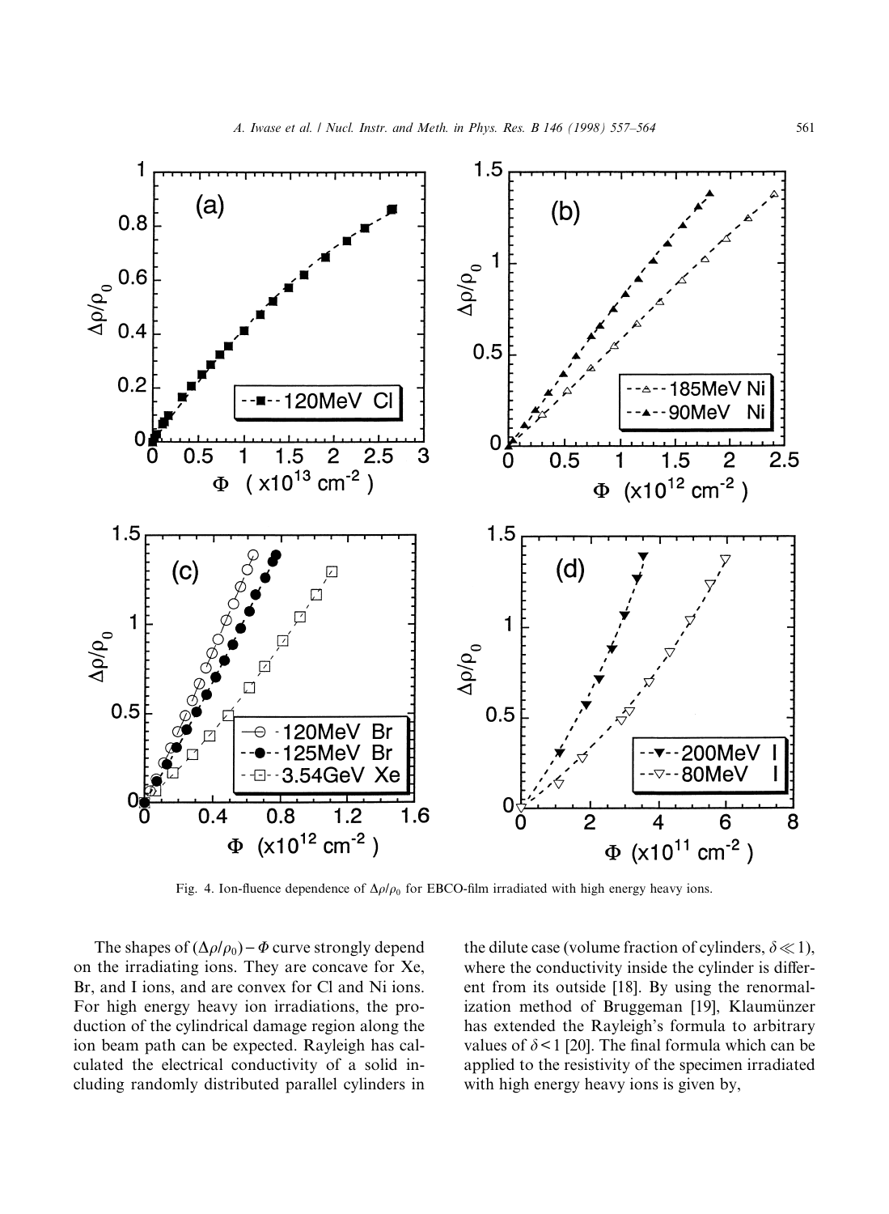Fig. 4. Ion-fluence dependence of $\Delta\rho/\rho_0$ for EBCO-film irradiated with high energy heavy ions.

The shapes of $(\Delta\rho/\rho_0) - \Phi$ curve strongly depend on the irradiating ions. They are concave for Xe, Br, and I ions, and are convex for Cl and Ni ions. For high energy heavy ion irradiations, the production of the cylindrical damage region along the ion beam path can be expected. Rayleigh has calculated the electrical conductivity of a solid including randomly distributed parallel cylinders in the dilute case (volume fraction of cylinders, $\delta \ll 1$), where the conductivity inside the cylinder is different from its outside [18]. By using the renormalization method of Bruggeman [19], Klaumünzer has extended the Rayleigh's formula to arbitrary values of $\delta < 1$ [20]. The final formula which can be applied to the resistivity of the specimen irradiated with high energy heavy ions is given by,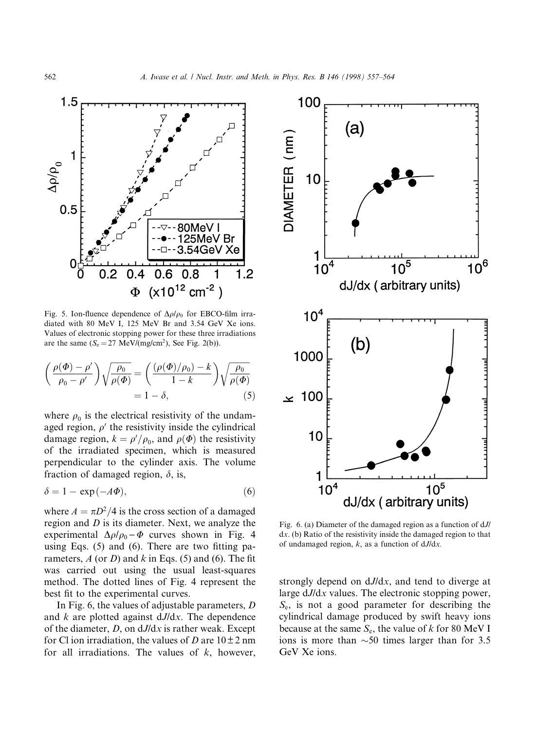Fig. 5. Ion-fluence dependence of $\Delta\rho/\rho_0$ for EBCO-film irradiated with 80 MeV I, 125 MeV Br and 3.54 GeV Xe ions. Values of electronic stopping power for these three irradiations are the same ($S_e = 27$ MeV/(mg/cm$^2$), See Fig. 2(b)).

$$\left(\frac{\rho(\Phi) - \rho'}{\rho_0 - \rho'}\right)\sqrt{\frac{\rho_0}{\rho(\Phi)}} = \left(\frac{(\rho(\Phi)/\rho_0) - k}{1 - k}\right)\sqrt{\frac{\rho_0}{\rho(\Phi)}} = 1 - \delta, \tag{5}$$

where $\rho_0$ is the electrical resistivity of the undamaged region, $\rho'$ the resistivity inside the cylindrical damage region, $k = \rho'/\rho_0$, and $\rho(\Phi)$ the resistivity of the irradiated specimen, which is measured perpendicular to the cylinder axis. The volume fraction of damaged region, $\delta$, is,

$$\delta = 1 - \exp(-A\Phi), \tag{6}$$

where $A = \pi D^2/4$ is the cross section of a damaged region and $D$ is its diameter. Next, we analyze the experimental $\Delta\rho/\rho_0 - \Phi$ curves shown in Fig. 4 using Eqs. (5) and (6). There are two fitting parameters, $A$ (or $D$) and $k$ in Eqs. (5) and (6). The fit was carried out using the usual least-squares method. The dotted lines of Fig. 4 represent the best fit to the experimental curves.

In Fig. 6, the values of adjustable parameters, $D$ and $k$ are plotted against d$J$/d$x$. The dependence of the diameter, $D$, on d$J$/d$x$ is rather weak. Except for Cl ion irradiation, the values of $D$ are $10 \pm 2$ nm for all irradiations. The values of $k$, however, strongly depend on d$J$/d$x$, and tend to diverge at large d$J$/d$x$ values. The electronic stopping power, $S_e$, is not a good parameter for describing the cylindrical damage produced by swift heavy ions because at the same $S_e$, the value of $k$ for 80 MeV I ions is more than ~50 times larger than for 3.5 GeV Xe ions.

Fig. 6. (a) Diameter of the damaged region as a function of d$J$/d$x$. (b) Ratio of the resistivity inside the damaged region to that of undamaged region, $k$, as a function of d$J$/d$x$.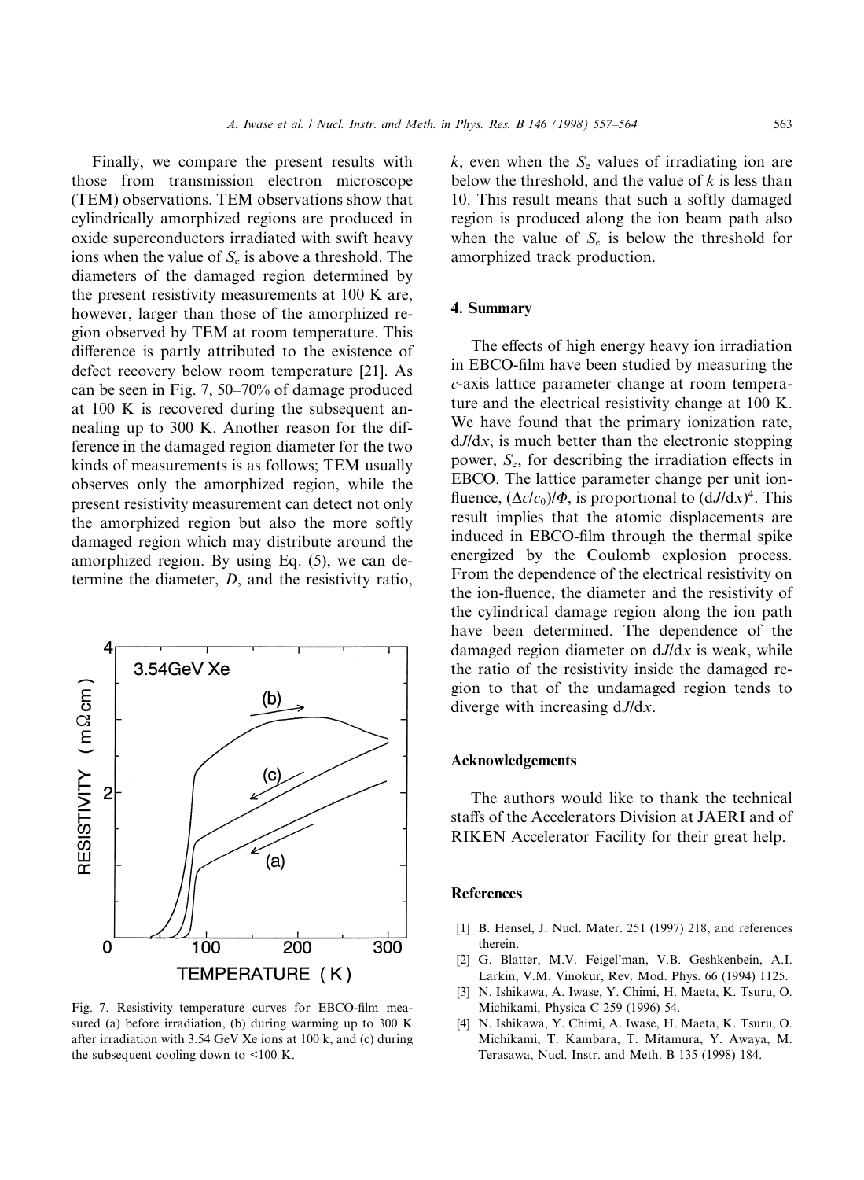Finally, we compare the present results with those from transmission electron microscope (TEM) observations. TEM observations show that cylindrically amorphized regions are produced in oxide superconductors irradiated with swift heavy ions when the value of $S_e$ is above a threshold. The diameters of the damaged region determined by the present resistivity measurements at 100 K are, however, larger than those of the amorphized region observed by TEM at room temperature. This difference is partly attributed to the existence of defect recovery below room temperature [21]. As can be seen in Fig. 7, 50–70% of damage produced at 100 K is recovered during the subsequent annealing up to 300 K. Another reason for the difference in the damaged region diameter for the two kinds of measurements is as follows; TEM usually observes only the amorphized region, while the present resistivity measurement can detect not only the amorphized region but also the more softly damaged region which may distribute around the amorphized region. By using Eq. (5), we can determine the diameter, $D$, and the resistivity ratio, $k$, even when the $S_e$ values of irradiating ion are below the threshold, and the value of $k$ is less than 10. This result means that such a softly damaged region is produced along the ion beam path also when the value of $S_e$ is below the threshold for amorphized track production.

Fig. 7. Resistivity–temperature curves for EBCO-film measured (a) before irradiation, (b) during warming up to 300 K after irradiation with 3.54 GeV Xe ions at 100 k, and (c) during the subsequent cooling down to <100 K.

## 4. Summary

The effects of high energy heavy ion irradiation in EBCO-film have been studied by measuring the $c$-axis lattice parameter change at room temperature and the electrical resistivity change at 100 K. We have found that the primary ionization rate, $dJ/dx$, is much better than the electronic stopping power, $S_e$, for describing the irradiation effects in EBCO. The lattice parameter change per unit ion-fluence, $(\Delta c/c_0)/\Phi$, is proportional to $(dJ/dx)^4$. This result implies that the atomic displacements are induced in EBCO-film through the thermal spike energized by the Coulomb explosion process. From the dependence of the electrical resistivity on the ion-fluence, the diameter and the resistivity of the cylindrical damage region along the ion path have been determined. The dependence of the damaged region diameter on $dJ/dx$ is weak, while the ratio of the resistivity inside the damaged region to that of the undamaged region tends to diverge with increasing $dJ/dx$.

## Acknowledgements

The authors would like to thank the technical staffs of the Accelerators Division at JAERI and of RIKEN Accelerator Facility for their great help.

## References

[1] B. Hensel, J. Nucl. Mater. 251 (1997) 218, and references therein.

[2] G. Blatter, M.V. Feigel'man, V.B. Geshkenbein, A.I. Larkin, V.M. Vinokur, Rev. Mod. Phys. 66 (1994) 1125.

[3] N. Ishikawa, A. Iwase, Y. Chimi, H. Maeta, K. Tsuru, O. Michikami, Physica C 259 (1996) 54.

[4] N. Ishikawa, Y. Chimi, A. Iwase, H. Maeta, K. Tsuru, O. Michikami, T. Kambara, T. Mitamura, Y. Awaya, M. Terasawa, Nucl. Instr. and Meth. B 135 (1998) 184.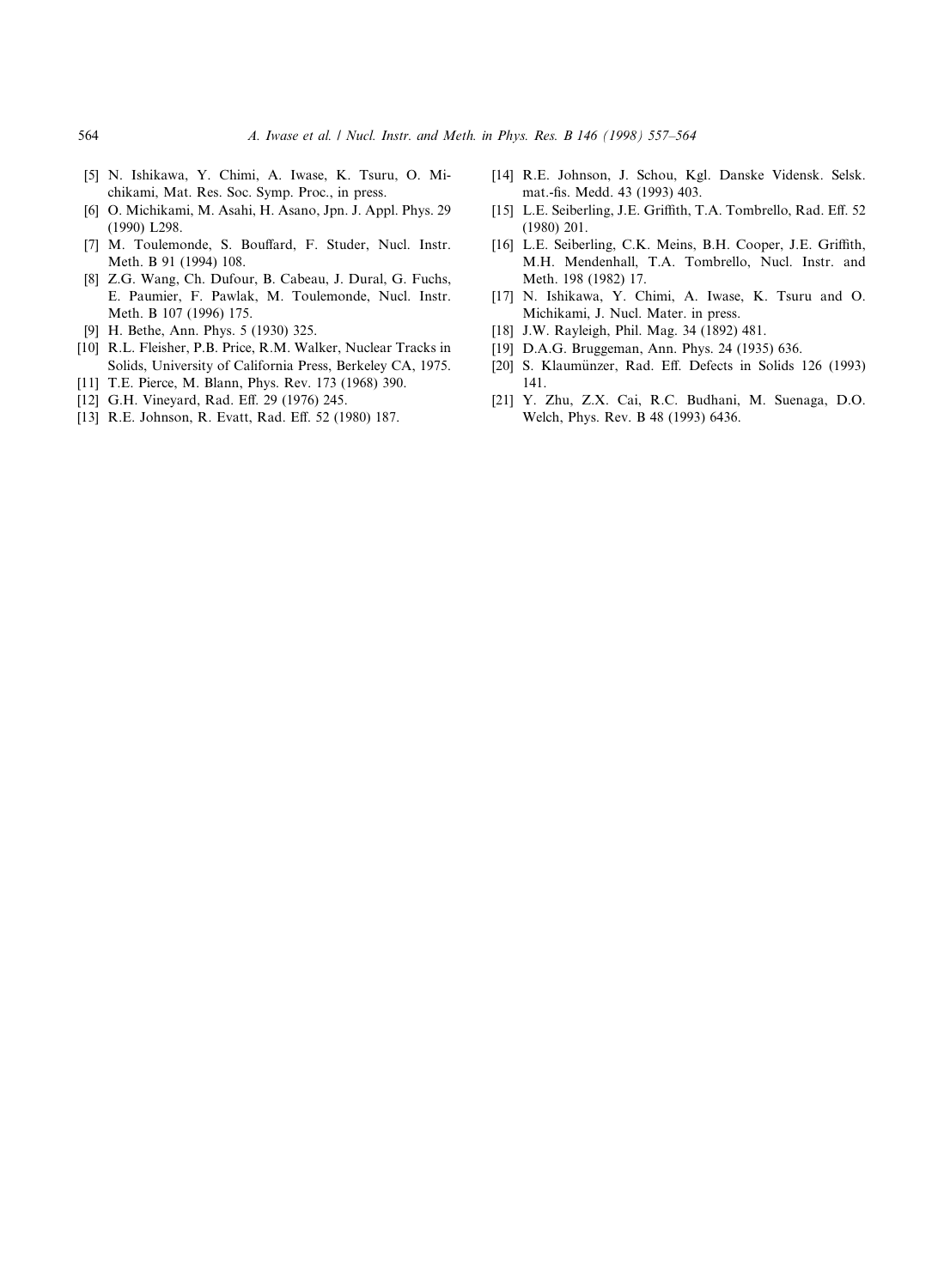[5] N. Ishikawa, Y. Chimi, A. Iwase, K. Tsuru, O. Michikami, Mat. Res. Soc. Symp. Proc., in press.

[6] O. Michikami, M. Asahi, H. Asano, Jpn. J. Appl. Phys. 29 (1990) L298.

[7] M. Toulemonde, S. Bouffard, F. Studer, Nucl. Instr. Meth. B 91 (1994) 108.

[8] Z.G. Wang, Ch. Dufour, B. Cabeau, J. Dural, G. Fuchs, E. Paumier, F. Pawlak, M. Toulemonde, Nucl. Instr. Meth. B 107 (1996) 175.

[9] H. Bethe, Ann. Phys. 5 (1930) 325.

[10] R.L. Fleisher, P.B. Price, R.M. Walker, Nuclear Tracks in Solids, University of California Press, Berkeley CA, 1975.

[11] T.E. Pierce, M. Blann, Phys. Rev. 173 (1968) 390.

[12] G.H. Vineyard, Rad. Eff. 29 (1976) 245.

[13] R.E. Johnson, R. Evatt, Rad. Eff. 52 (1980) 187.

[14] R.E. Johnson, J. Schou, Kgl. Danske Vidensk. Selsk. mat.-fis. Medd. 43 (1993) 403.

[15] L.E. Seiberling, J.E. Griffith, T.A. Tombrello, Rad. Eff. 52 (1980) 201.

[16] L.E. Seiberling, C.K. Meins, B.H. Cooper, J.E. Griffith, M.H. Mendenhall, T.A. Tombrello, Nucl. Instr. and Meth. 198 (1982) 17.

[17] N. Ishikawa, Y. Chimi, A. Iwase, K. Tsuru and O. Michikami, J. Nucl. Mater. in press.

[18] J.W. Rayleigh, Phil. Mag. 34 (1892) 481.

[19] D.A.G. Bruggeman, Ann. Phys. 24 (1935) 636.

[20] S. Klaumünzer, Rad. Eff. Defects in Solids 126 (1993) 141.

[21] Y. Zhu, Z.X. Cai, R.C. Budhani, M. Suenaga, D.O. Welch, Phys. Rev. B 48 (1993) 6436.